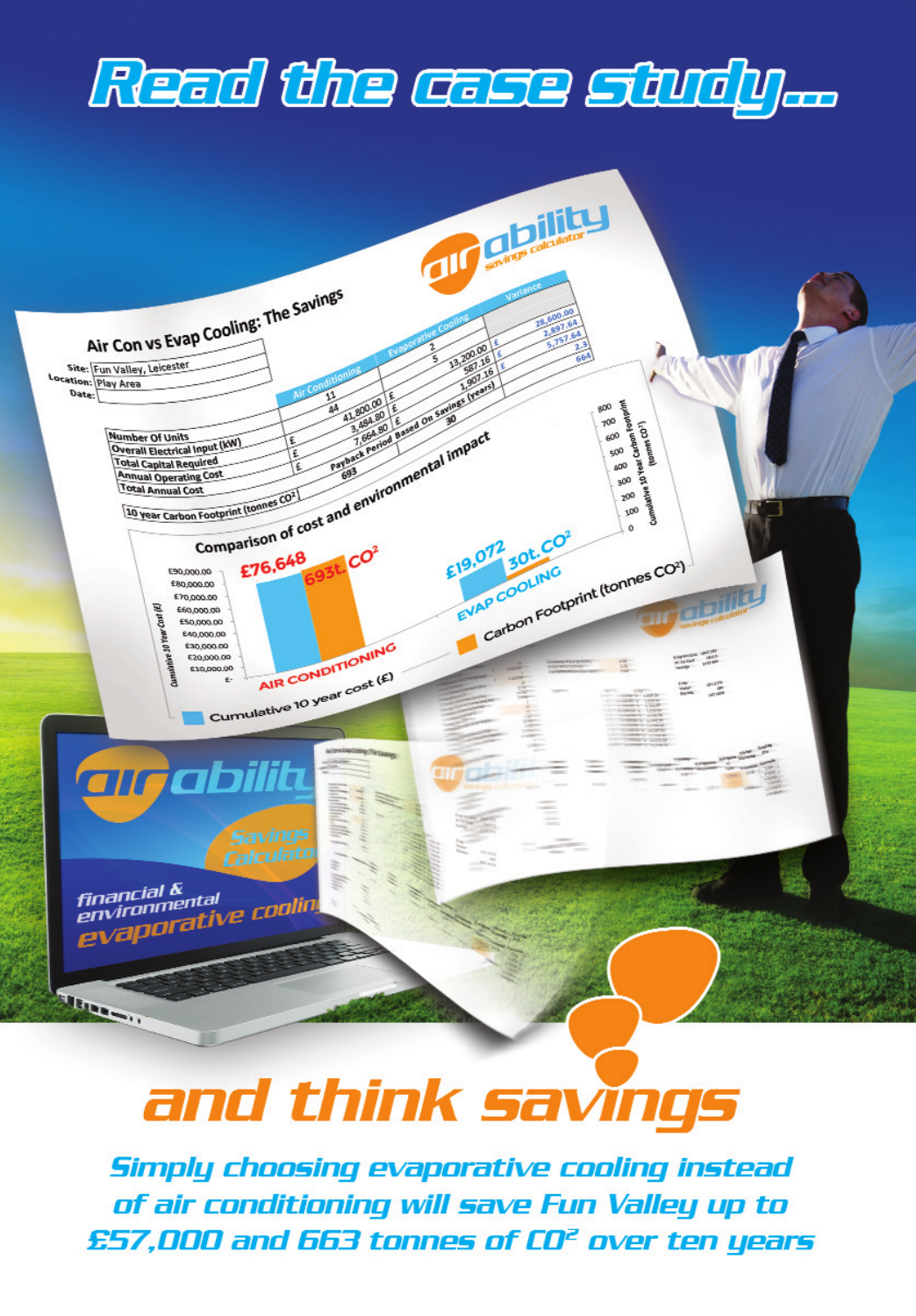# Read the case study...

## Air Con vs Evap Cooling: The Savings

Site: Fun Valley, Leicester
Location: Play Area
Date:

| | Air Conditioning | Evaporative Cooling | Variance |
|---|---|---|---|
| Number Of Units | 11 | 2 | |
| Overall Electrical Input (kW) | 44 | 5 | |
| Total Capital Required | £ 41,800.00 | £ 13,200.00 | £ 28,600.00 |
| Annual Operating Cost | £ 3,484.80 | £ 587.16 | £ 2,897.64 |
| Total Annual Cost | £ 7,664.80 | £ 1,907.16 | £ 5,757.64 |
| | | Payback Period Based On Savings (years) | 2.3 |
| 10 year Carbon Footprint (tonnes $CO_2$) | 693 | 30 | 664 |

### Comparison of cost and environmental impact

- AIR CONDITIONING: £76,648 / 693t. $CO_2$
- EVAP COOLING: £19,072 / 30t. $CO_2$

Cumulative 10 year cost (£) — Carbon Footprint (tonnes $CO_2$)

airability savings calculator

financial & environmental evaporative cooling

# and think savings

***Simply choosing evaporative cooling instead of air conditioning will save Fun Valley up to £57,000 and 663 tonnes of $CO_2$ over ten years***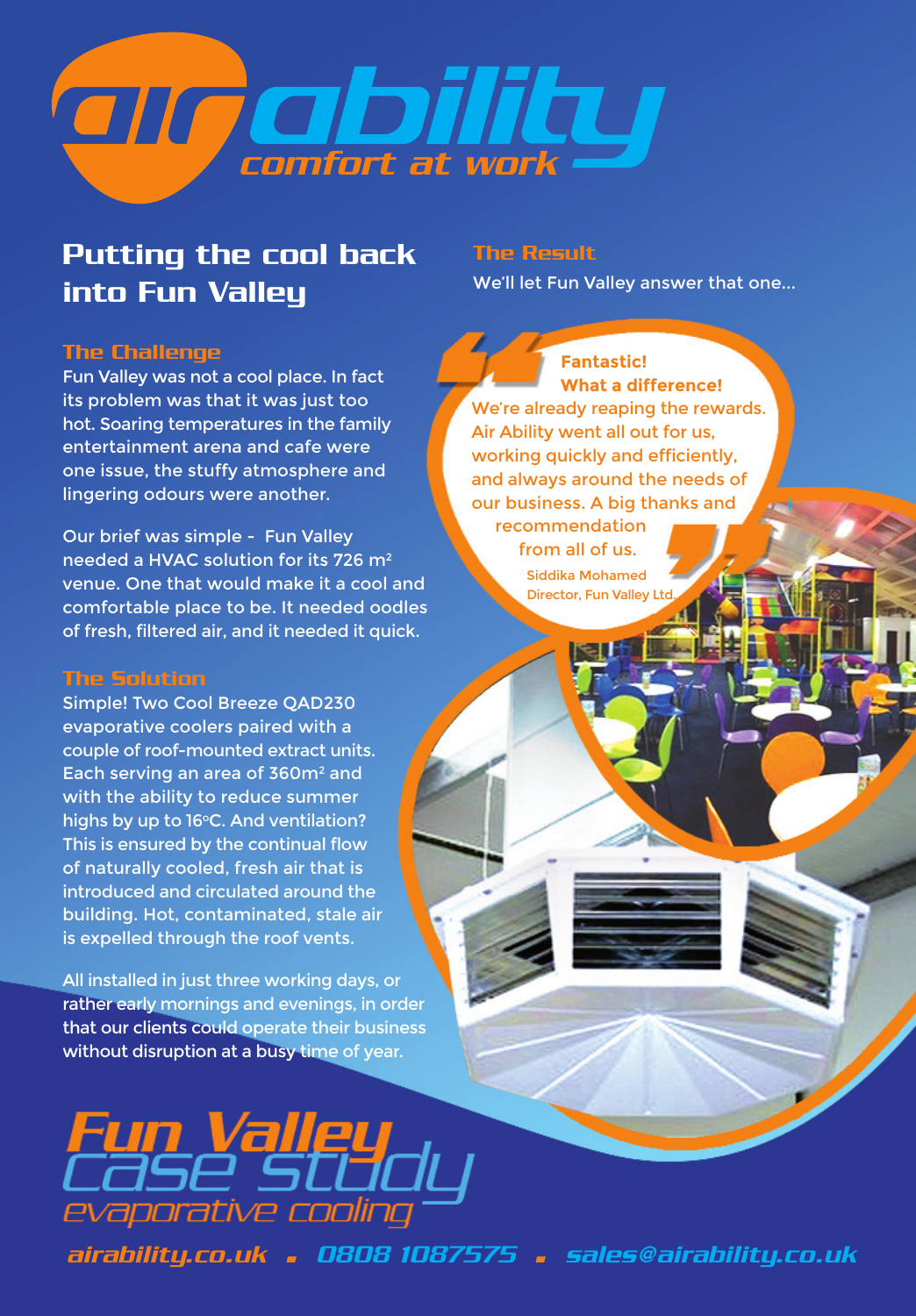# air ability

*comfort at work*

## Putting the cool back into Fun Valley

### The Challenge

Fun Valley was not a cool place. In fact its problem was that it was just too hot. Soaring temperatures in the family entertainment arena and cafe were one issue, the stuffy atmosphere and lingering odours were another.

Our brief was simple - Fun Valley needed a HVAC solution for its 726 $m^2$ venue. One that would make it a cool and comfortable place to be. It needed oodles of fresh, filtered air, and it needed it quick.

### The Solution

Simple! Two Cool Breeze QAD230 evaporative coolers paired with a couple of roof-mounted extract units. Each serving an area of 360$m^2$ and with the ability to reduce summer highs by up to 16°C. And ventilation? This is ensured by the continual flow of naturally cooled, fresh air that is introduced and circulated around the building. Hot, contaminated, stale air is expelled through the roof vents.

All installed in just three working days, or rather early mornings and evenings, in order that our clients could operate their business without disruption at a busy time of year.

### The Result

We'll let Fun Valley answer that one...

> **Fantastic! What a difference!**
> We're already reaping the rewards. Air Ability went all out for us, working quickly and efficiently, and always around the needs of our business. A big thanks and recommendation from all of us.
>
> Siddika Mohamed
> Director, Fun Valley Ltd.

## Fun Valley case study

*evaporative cooling*

airability.co.uk ▪ 0808 1087575 ▪ sales@airability.co.uk